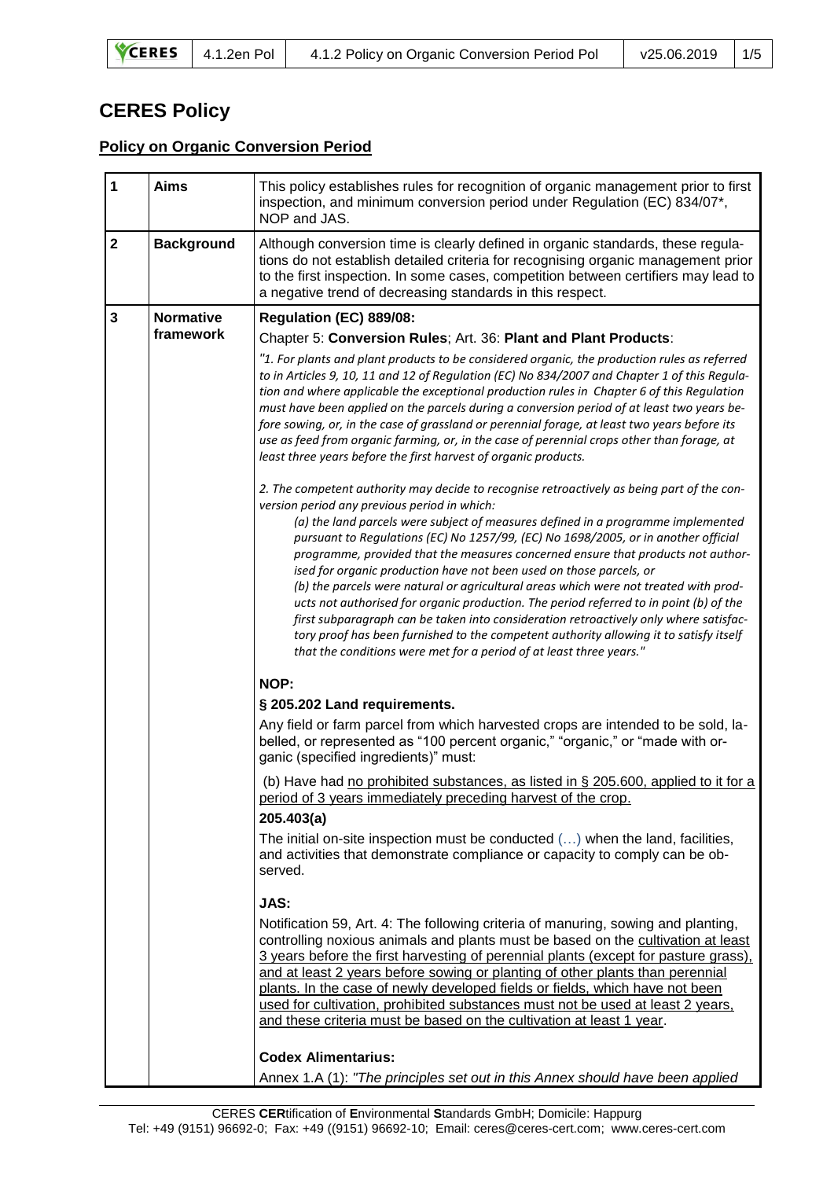# CERES Policy

## Policy on Organic Conversion Period

| 1 | Aims | This policy establishes rules for recognition of organic management prior to first inspection, and minimum conversion period under Regulation (EC) 834/07*, NOP and JAS. |
|---|---|---|
| 2 | Background | Although conversion time is clearly defined in organic standards, these regulations do not establish detailed criteria for recognising organic management prior to the first inspection. In some cases, competition between certifiers may lead to a negative trend of decreasing standards in this respect. |
| 3 | Normative framework | **Regulation (EC) 889/08:**<br>Chapter 5: **Conversion Rules**; Art. 36: **Plant and Plant Products**:<br>*"1. For plants and plant products to be considered organic, the production rules as referred to in Articles 9, 10, 11 and 12 of Regulation (EC) No 834/2007 and Chapter 1 of this Regulation and where applicable the exceptional production rules in Chapter 6 of this Regulation must have been applied on the parcels during a conversion period of at least two years before sowing, or, in the case of grassland or perennial forage, at least two years before its use as feed from organic farming, or, in the case of perennial crops other than forage, at least three years before the first harvest of organic products.*<br><br>*2. The competent authority may decide to recognise retroactively as being part of the conversion period any previous period in which:*<br>*(a) the land parcels were subject of measures defined in a programme implemented pursuant to Regulations (EC) No 1257/99, (EC) No 1698/2005, or in another official programme, provided that the measures concerned ensure that products not authorised for organic production have not been used on those parcels, or*<br>*(b) the parcels were natural or agricultural areas which were not treated with products not authorised for organic production. The period referred to in point (b) of the first subparagraph can be taken into consideration retroactively only where satisfactory proof has been furnished to the competent authority allowing it to satisfy itself that the conditions were met for a period of at least three years."*<br><br>**NOP:**<br>**§ 205.202 Land requirements.**<br>Any field or farm parcel from which harvested crops are intended to be sold, labelled, or represented as "100 percent organic," "organic," or "made with organic (specified ingredients)" must:<br>(b) Have had <u>no prohibited substances, as listed in § 205.600, applied to it for a period of 3 years immediately preceding harvest of the crop.</u><br>**205.403(a)**<br>The initial on-site inspection must be conducted (…) when the land, facilities, and activities that demonstrate compliance or capacity to comply can be observed.<br><br>**JAS:**<br>Notification 59, Art. 4: The following criteria of manuring, sowing and planting, controlling noxious animals and plants must be based on the <u>cultivation at least 3 years before the first harvesting of perennial plants (except for pasture grass), and at least 2 years before sowing or planting of other plants than perennial plants. In the case of newly developed fields or fields, which have not been used for cultivation, prohibited substances must not be used at least 2 years, and these criteria must be based on the cultivation at least 1 year</u>.<br><br>**Codex Alimentarius:**<br>Annex 1.A (1): *"The principles set out in this Annex should have been applied* |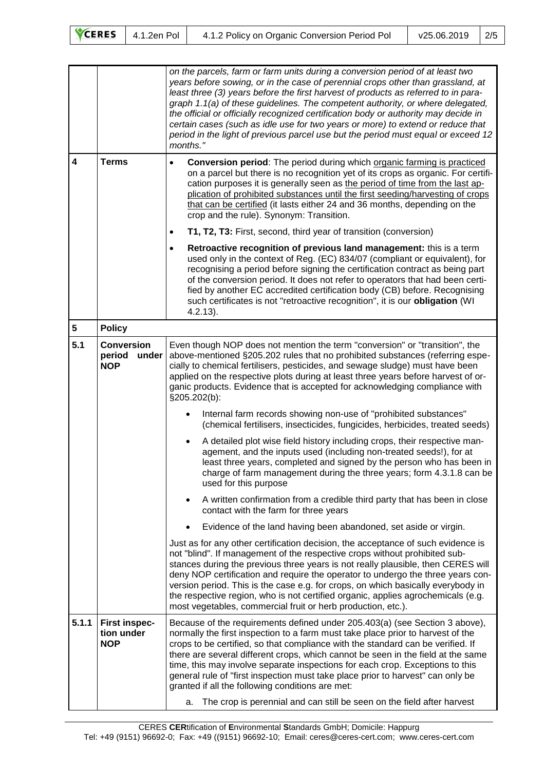| | | |
|---|---|---|
| | | *on the parcels, farm or farm units during a conversion period of at least two years before sowing, or in the case of perennial crops other than grassland, at least three (3) years before the first harvest of products as referred to in paragraph 1.1(a) of these guidelines. The competent authority, or where delegated, the official or officially recognized certification body or authority may decide in certain cases (such as idle use for two years or more) to extend or reduce that period in the light of previous parcel use but the period must equal or exceed 12 months."* |
| **4** | **Terms** | • **Conversion period**: The period during which organic farming is practiced on a parcel but there is no recognition yet of its crops as organic. For certification purposes it is generally seen as the period of time from the last application of prohibited substances until the first seeding/harvesting of crops that can be certified (it lasts either 24 and 36 months, depending on the crop and the rule). Synonym: Transition.<br>• **T1, T2, T3:** First, second, third year of transition (conversion)<br>• **Retroactive recognition of previous land management:** this is a term used only in the context of Reg. (EC) 834/07 (compliant or equivalent), for recognising a period before signing the certification contract as being part of the conversion period. It does not refer to operators that had been certified by another EC accredited certification body (CB) before. Recognising such certificates is not "retroactive recognition", it is our **obligation** (WI 4.2.13). |
| **5** | **Policy** | |
| **5.1** | **Conversion period under NOP** | Even though NOP does not mention the term "conversion" or "transition", the above-mentioned §205.202 rules that no prohibited substances (referring especially to chemical fertilisers, pesticides, and sewage sludge) must have been applied on the respective plots during at least three years before harvest of organic products. Evidence that is accepted for acknowledging compliance with §205.202(b):<br>• Internal farm records showing non-use of "prohibited substances" (chemical fertilisers, insecticides, fungicides, herbicides, treated seeds)<br>• A detailed plot wise field history including crops, their respective management, and the inputs used (including non-treated seeds!), for at least three years, completed and signed by the person who has been in charge of farm management during the three years; form 4.3.1.8 can be used for this purpose<br>• A written confirmation from a credible third party that has been in close contact with the farm for three years<br>• Evidence of the land having been abandoned, set aside or virgin.<br>Just as for any other certification decision, the acceptance of such evidence is not "blind". If management of the respective crops without prohibited substances during the previous three years is not really plausible, then CERES will deny NOP certification and require the operator to undergo the three years conversion period. This is the case e.g. for crops, on which basically everybody in the respective region, who is not certified organic, applies agrochemicals (e.g. most vegetables, commercial fruit or herb production, etc.). |
| **5.1.1** | **First inspection under NOP** | Because of the requirements defined under 205.403(a) (see Section 3 above), normally the first inspection to a farm must take place prior to harvest of the crops to be certified, so that compliance with the standard can be verified. If there are several different crops, which cannot be seen in the field at the same time, this may involve separate inspections for each crop. Exceptions to this general rule of "first inspection must take place prior to harvest" can only be granted if all the following conditions are met:<br>a. The crop is perennial and can still be seen on the field after harvest |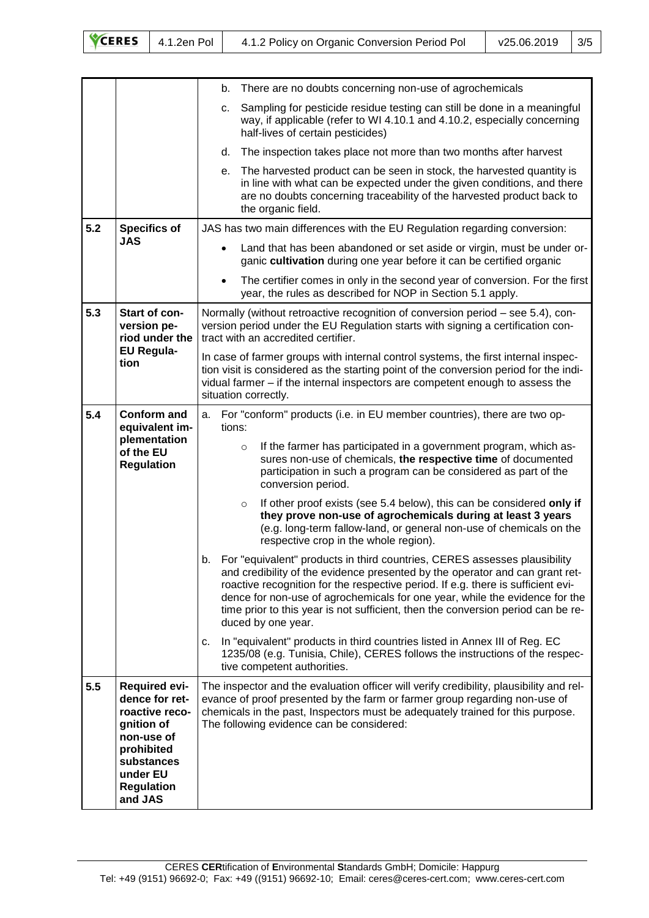| | | |
|---|---|---|
| | | b. There are no doubts concerning non-use of agrochemicals<br>c. Sampling for pesticide residue testing can still be done in a meaningful way, if applicable (refer to WI 4.10.1 and 4.10.2, especially concerning half-lives of certain pesticides)<br>d. The inspection takes place not more than two months after harvest<br>e. The harvested product can be seen in stock, the harvested quantity is in line with what can be expected under the given conditions, and there are no doubts concerning traceability of the harvested product back to the organic field. |
| 5.2 | **Specifics of JAS** | JAS has two main differences with the EU Regulation regarding conversion:<br>• Land that has been abandoned or set aside or virgin, must be under organic **cultivation** during one year before it can be certified organic<br>• The certifier comes in only in the second year of conversion. For the first year, the rules as described for NOP in Section 5.1 apply. |
| 5.3 | **Start of conversion period under the EU Regulation** | Normally (without retroactive recognition of conversion period – see 5.4), conversion period under the EU Regulation starts with signing a certification contract with an accredited certifier.<br>In case of farmer groups with internal control systems, the first internal inspection visit is considered as the starting point of the conversion period for the individual farmer – if the internal inspectors are competent enough to assess the situation correctly. |
| 5.4 | **Conform and equivalent implementation of the EU Regulation** | a. For "conform" products (i.e. in EU member countries), there are two options:<br>○ If the farmer has participated in a government program, which assures non-use of chemicals, **the respective time** of documented participation in such a program can be considered as part of the conversion period.<br>○ If other proof exists (see 5.4 below), this can be considered **only if they prove non-use of agrochemicals during at least 3 years** (e.g. long-term fallow-land, or general non-use of chemicals on the respective crop in the whole region).<br>b. For "equivalent" products in third countries, CERES assesses plausibility and credibility of the evidence presented by the operator and can grant retroactive recognition for the respective period. If e.g. there is sufficient evidence for non-use of agrochemicals for one year, while the evidence for the time prior to this year is not sufficient, then the conversion period can be reduced by one year.<br>c. In "equivalent" products in third countries listed in Annex III of Reg. EC 1235/08 (e.g. Tunisia, Chile), CERES follows the instructions of the respective competent authorities. |
| 5.5 | **Required evidence for retroactive recognition of non-use of prohibited substances under EU Regulation and JAS** | The inspector and the evaluation officer will verify credibility, plausibility and relevance of proof presented by the farm or farmer group regarding non-use of chemicals in the past, Inspectors must be adequately trained for this purpose. The following evidence can be considered: |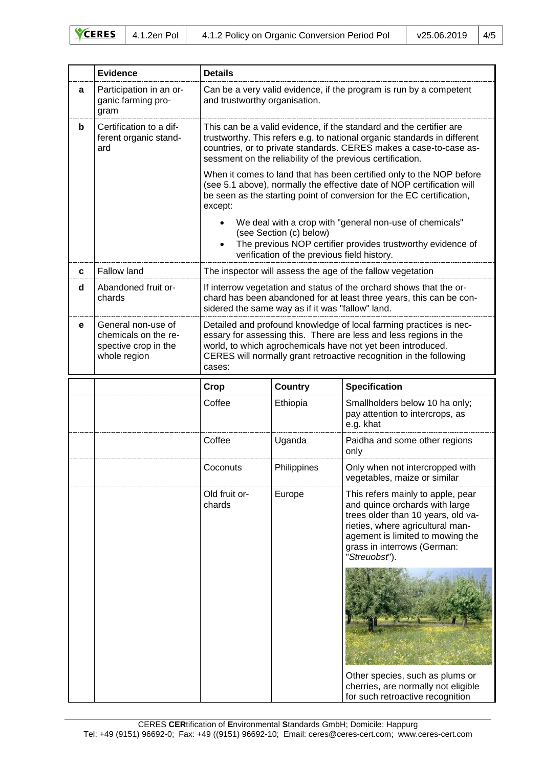| | Evidence | Details | | |
|---|---|---|---|---|
| **a** | Participation in an organic farming program | Can be a very valid evidence, if the program is run by a competent and trustworthy organisation. | | |
| **b** | Certification to a different organic standard | This can be a valid evidence, if the standard and the certifier are trustworthy. This refers e.g. to national organic standards in different countries, or to private standards. CERES makes a case-to-case assessment on the reliability of the previous certification.<br><br>When it comes to land that has been certified only to the NOP before (see 5.1 above), normally the effective date of NOP certification will be seen as the starting point of conversion for the EC certification, except:<br><br>• We deal with a crop with "general non-use of chemicals" (see Section (c) below)<br>• The previous NOP certifier provides trustworthy evidence of verification of the previous field history. | | |
| **c** | Fallow land | The inspector will assess the age of the fallow vegetation | | |
| **d** | Abandoned fruit orchards | If interrow vegetation and status of the orchard shows that the orchard has been abandoned for at least three years, this can be considered the same way as if it was "fallow" land. | | |
| **e** | General non-use of chemicals on the respective crop in the whole region | Detailed and profound knowledge of local farming practices is necessary for assessing this. There are less and less regions in the world, to which agrochemicals have not yet been introduced. CERES will normally grant retroactive recognition in the following cases: | | |
| | | **Crop** | **Country** | **Specification** |
| | | Coffee | Ethiopia | Smallholders below 10 ha only; pay attention to intercrops, as e.g. khat |
| | | Coffee | Uganda | Paidha and some other regions only |
| | | Coconuts | Philippines | Only when not intercropped with vegetables, maize or similar |
| | | Old fruit orchards | Europe | This refers mainly to apple, pear and quince orchards with large trees older than 10 years, old varieties, where agricultural management is limited to mowing the grass in interrows (German: "*Streuobst*").<br><br>Other species, such as plums or cherries, are normally not eligible for such retroactive recognition |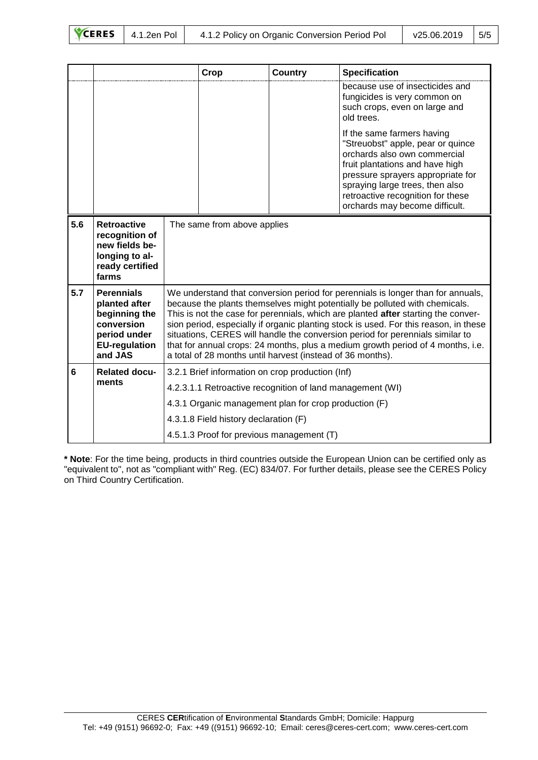| | | Crop | Country | Specification |
|---|---|---|---|---|
| | | | | because use of insecticides and fungicides is very common on such crops, even on large and old trees.<br><br>If the same farmers having "Streuobst" apple, pear or quince orchards also own commercial fruit plantations and have high pressure sprayers appropriate for spraying large trees, then also retroactive recognition for these orchards may become difficult. |
| **5.6** | **Retroactive recognition of new fields belonging to already certified farms** | The same from above applies | | |
| **5.7** | **Perennials planted after beginning the conversion period under EU-regulation and JAS** | We understand that conversion period for perennials is longer than for annuals, because the plants themselves might potentially be polluted with chemicals. This is not the case for perennials, which are planted **after** starting the conversion period, especially if organic planting stock is used. For this reason, in these situations, CERES will handle the conversion period for perennials similar to that for annual crops: 24 months, plus a medium growth period of 4 months, i.e. a total of 28 months until harvest (instead of 36 months). | | |
| **6** | **Related documents** | 3.2.1 Brief information on crop production (Inf)<br>4.2.3.1.1 Retroactive recognition of land management (WI)<br>4.3.1 Organic management plan for crop production (F)<br>4.3.1.8 Field history declaration (F)<br>4.5.1.3 Proof for previous management (T) | | |

**\* Note**: For the time being, products in third countries outside the European Union can be certified only as "equivalent to", not as "compliant with" Reg. (EC) 834/07. For further details, please see the CERES Policy on Third Country Certification.